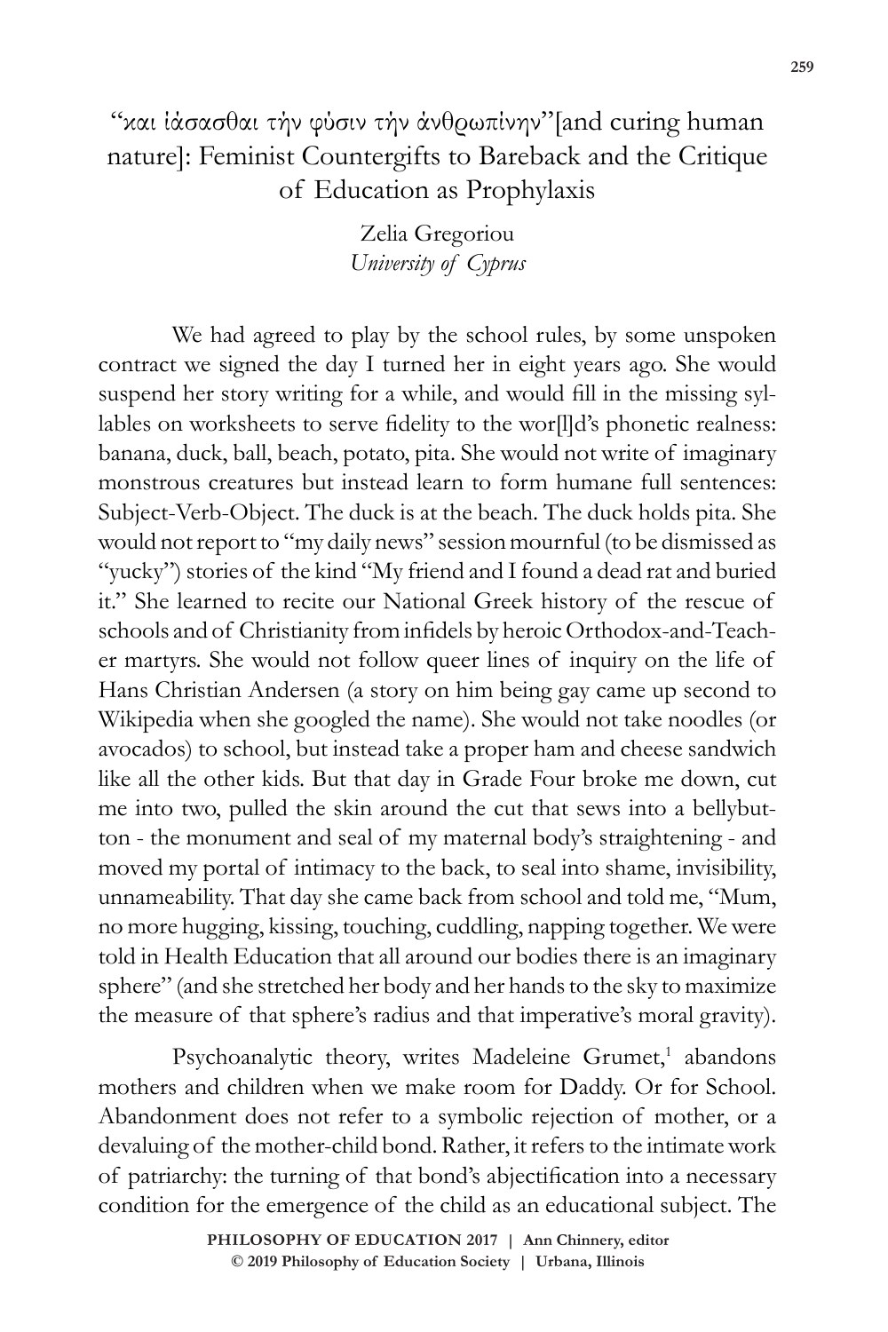# "και ἰάσασθαι τὴν φύσιν τὴν ἀνθρωπίνην"[and curing human nature]: Feminist Countergifts to Bareback and the Critique of Education as Prophylaxis

Zelia Gregoriou
*University of Cyprus*

We had agreed to play by the school rules, by some unspoken contract we signed the day I turned her in eight years ago. She would suspend her story writing for a while, and would fill in the missing syllables on worksheets to serve fidelity to the wor[l]d's phonetic realness: banana, duck, ball, beach, potato, pita. She would not write of imaginary monstrous creatures but instead learn to form humane full sentences: Subject-Verb-Object. The duck is at the beach. The duck holds pita. She would not report to "my daily news" session mournful (to be dismissed as "yucky") stories of the kind "My friend and I found a dead rat and buried it." She learned to recite our National Greek history of the rescue of schools and of Christianity from infidels by heroic Orthodox-and-Teacher martyrs. She would not follow queer lines of inquiry on the life of Hans Christian Andersen (a story on him being gay came up second to Wikipedia when she googled the name). She would not take noodles (or avocados) to school, but instead take a proper ham and cheese sandwich like all the other kids. But that day in Grade Four broke me down, cut me into two, pulled the skin around the cut that sews into a bellybutton - the monument and seal of my maternal body's straightening - and moved my portal of intimacy to the back, to seal into shame, invisibility, unnameability. That day she came back from school and told me, "Mum, no more hugging, kissing, touching, cuddling, napping together. We were told in Health Education that all around our bodies there is an imaginary sphere" (and she stretched her body and her hands to the sky to maximize the measure of that sphere's radius and that imperative's moral gravity).

Psychoanalytic theory, writes Madeleine Grumet,[1] abandons mothers and children when we make room for Daddy. Or for School. Abandonment does not refer to a symbolic rejection of mother, or a devaluing of the mother-child bond. Rather, it refers to the intimate work of patriarchy: the turning of that bond's abjectification into a necessary condition for the emergence of the child as an educational subject. The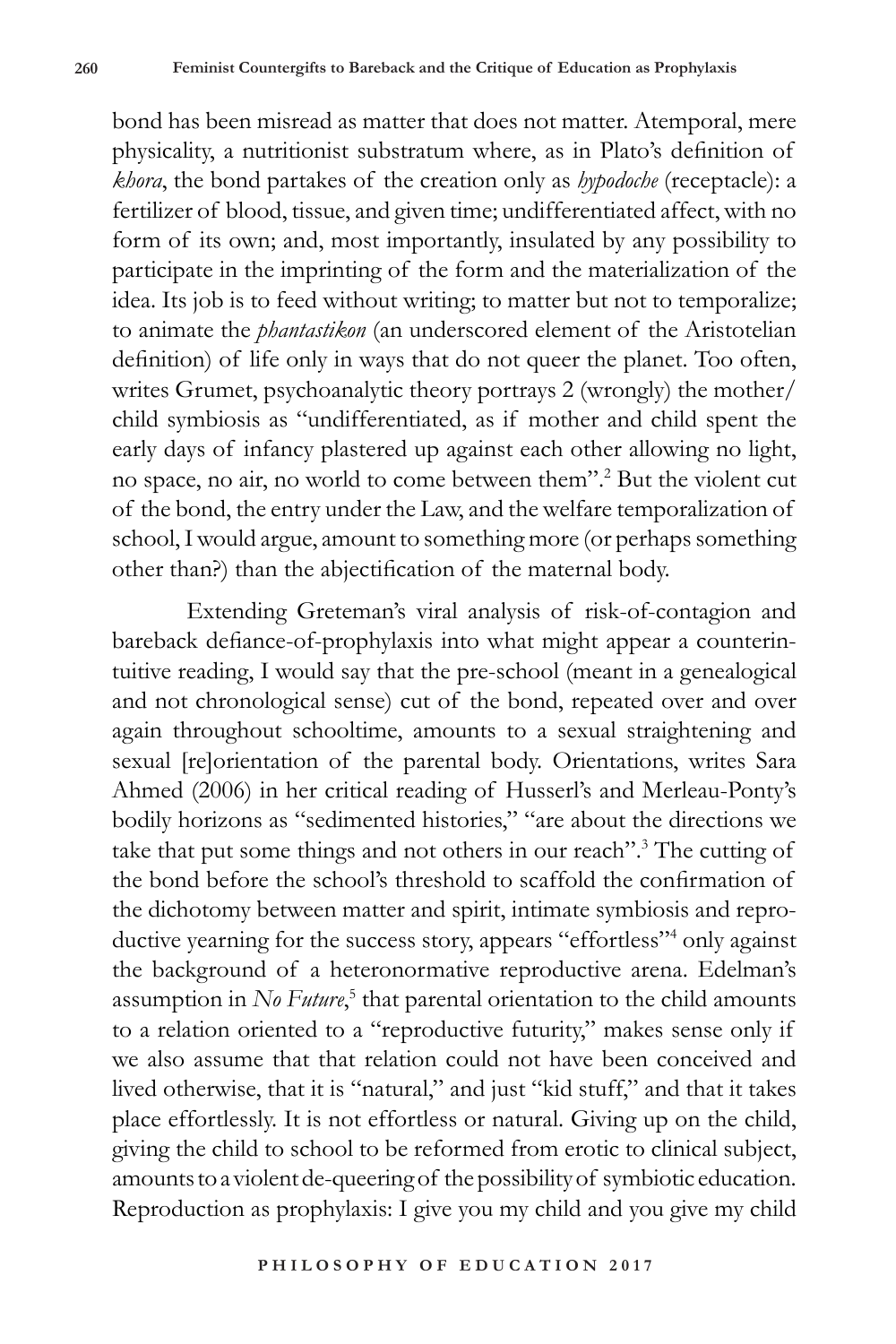bond has been misread as matter that does not matter. Atemporal, mere physicality, a nutritionist substratum where, as in Plato's definition of *khora*, the bond partakes of the creation only as *hypodoche* (receptacle): a fertilizer of blood, tissue, and given time; undifferentiated affect, with no form of its own; and, most importantly, insulated by any possibility to participate in the imprinting of the form and the materialization of the idea. Its job is to feed without writing; to matter but not to temporalize; to animate the *phantastikon* (an underscored element of the Aristotelian definition) of life only in ways that do not queer the planet. Too often, writes Grumet, psychoanalytic theory portrays 2 (wrongly) the mother/child symbiosis as "undifferentiated, as if mother and child spent the early days of infancy plastered up against each other allowing no light, no space, no air, no world to come between them".[2] But the violent cut of the bond, the entry under the Law, and the welfare temporalization of school, I would argue, amount to something more (or perhaps something other than?) than the abjectification of the maternal body.

Extending Greteman's viral analysis of risk-of-contagion and bareback defiance-of-prophylaxis into what might appear a counterintuitive reading, I would say that the pre-school (meant in a genealogical and not chronological sense) cut of the bond, repeated over and over again throughout schooltime, amounts to a sexual straightening and sexual [re]orientation of the parental body. Orientations, writes Sara Ahmed (2006) in her critical reading of Husserl's and Merleau-Ponty's bodily horizons as "sedimented histories," "are about the directions we take that put some things and not others in our reach".[3] The cutting of the bond before the school's threshold to scaffold the confirmation of the dichotomy between matter and spirit, intimate symbiosis and reproductive yearning for the success story, appears "effortless"[4] only against the background of a heteronormative reproductive arena. Edelman's assumption in *No Future*,[5] that parental orientation to the child amounts to a relation oriented to a "reproductive futurity," makes sense only if we also assume that that relation could not have been conceived and lived otherwise, that it is "natural," and just "kid stuff," and that it takes place effortlessly. It is not effortless or natural. Giving up on the child, giving the child to school to be reformed from erotic to clinical subject, amounts to a violent de-queering of the possibility of symbiotic education. Reproduction as prophylaxis: I give you my child and you give my child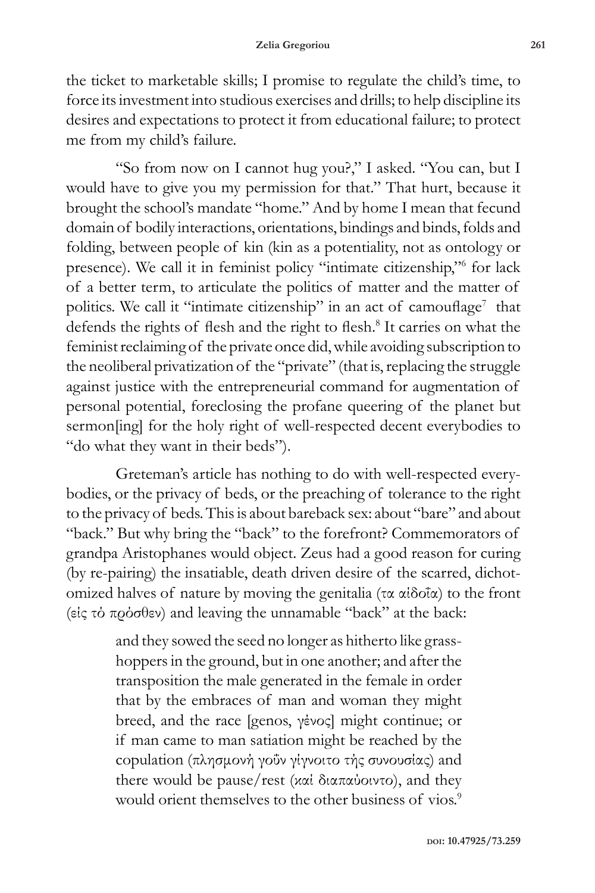the ticket to marketable skills; I promise to regulate the child's time, to force its investment into studious exercises and drills; to help discipline its desires and expectations to protect it from educational failure; to protect me from my child's failure.

"So from now on I cannot hug you?," I asked. "You can, but I would have to give you my permission for that." That hurt, because it brought the school's mandate "home." And by home I mean that fecund domain of bodily interactions, orientations, bindings and binds, folds and folding, between people of kin (kin as a potentiality, not as ontology or presence). We call it in feminist policy "intimate citizenship,"[6] for lack of a better term, to articulate the politics of matter and the matter of politics. We call it "intimate citizenship" in an act of camouflage[7] that defends the rights of flesh and the right to flesh.[8] It carries on what the feminist reclaiming of the private once did, while avoiding subscription to the neoliberal privatization of the "private" (that is, replacing the struggle against justice with the entrepreneurial command for augmentation of personal potential, foreclosing the profane queering of the planet but sermon[ing] for the holy right of well-respected decent everybodies to "do what they want in their beds").

Greteman's article has nothing to do with well-respected everybodies, or the privacy of beds, or the preaching of tolerance to the right to the privacy of beds. This is about bareback sex: about "bare" and about "back." But why bring the "back" to the forefront? Commemorators of grandpa Aristophanes would object. Zeus had a good reason for curing (by re-pairing) the insatiable, death driven desire of the scarred, dichotomized halves of nature by moving the genitalia (τα αἰδοῖα) to the front (εἰς τὸ πρόσθεν) and leaving the unnamable "back" at the back:

> and they sowed the seed no longer as hitherto like grasshoppers in the ground, but in one another; and after the transposition the male generated in the female in order that by the embraces of man and woman they might breed, and the race [genos, γένος] might continue; or if man came to man satiation might be reached by the copulation (πλησμονὴ γοῦν γίγνοιτο τῆς συνουσίας) and there would be pause/rest (καὶ διαπαύοιντο), and they would orient themselves to the other business of vios.[9]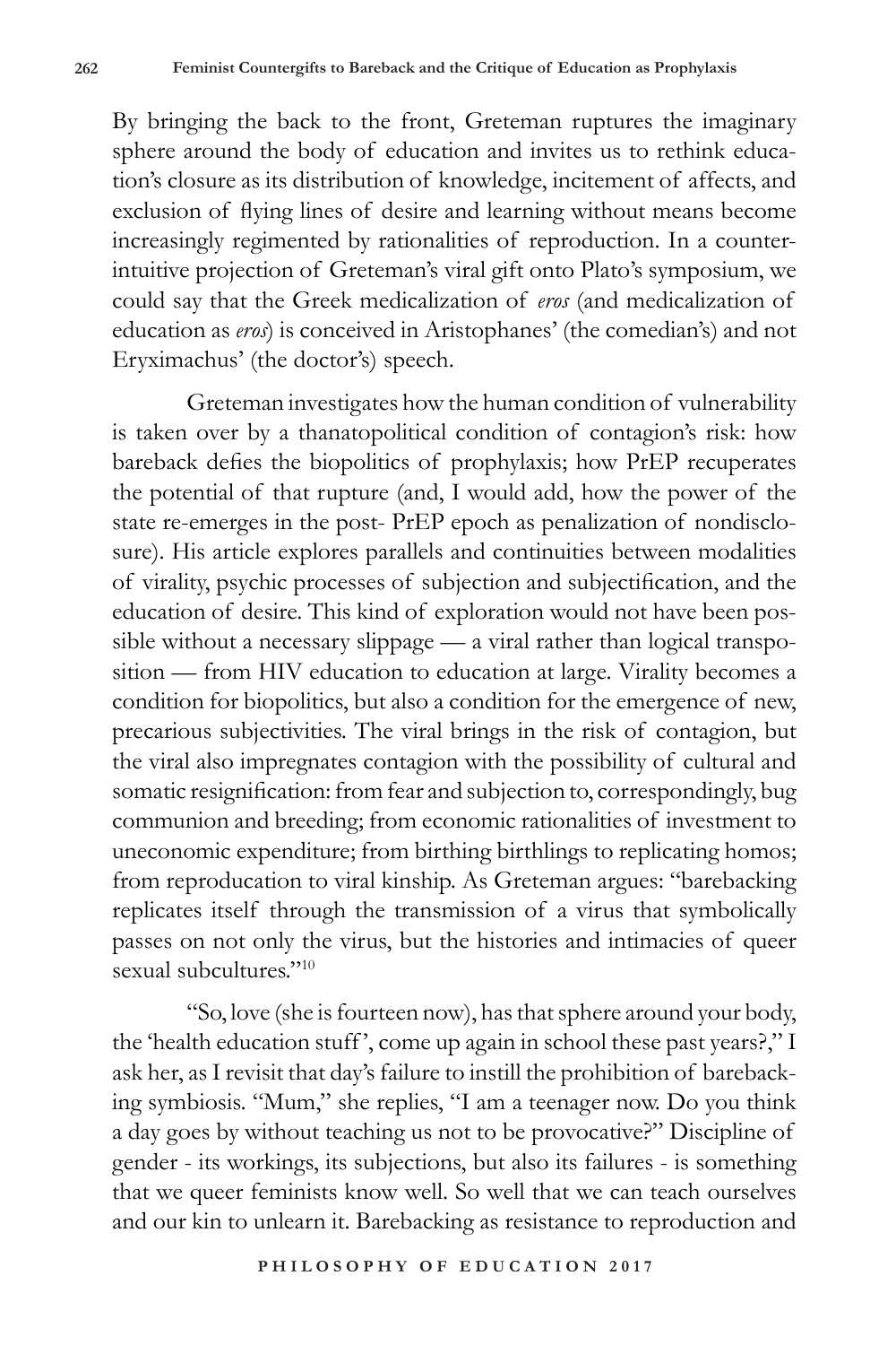By bringing the back to the front, Greteman ruptures the imaginary sphere around the body of education and invites us to rethink education's closure as its distribution of knowledge, incitement of affects, and exclusion of flying lines of desire and learning without means become increasingly regimented by rationalities of reproduction. In a counter-intuitive projection of Greteman's viral gift onto Plato's symposium, we could say that the Greek medicalization of *eros* (and medicalization of education as *eros*) is conceived in Aristophanes' (the comedian's) and not Eryximachus' (the doctor's) speech.

Greteman investigates how the human condition of vulnerability is taken over by a thanatopolitical condition of contagion's risk: how bareback defies the biopolitics of prophylaxis; how PrEP recuperates the potential of that rupture (and, I would add, how the power of the state re-emerges in the post- PrEP epoch as penalization of nondisclosure). His article explores parallels and continuities between modalities of virality, psychic processes of subjection and subjectification, and the education of desire. This kind of exploration would not have been possible without a necessary slippage — a viral rather than logical transposition — from HIV education to education at large. Virality becomes a condition for biopolitics, but also a condition for the emergence of new, precarious subjectivities. The viral brings in the risk of contagion, but the viral also impregnates contagion with the possibility of cultural and somatic resignification: from fear and subjection to, correspondingly, bug communion and breeding; from economic rationalities of investment to uneconomic expenditure; from birthing birthlings to replicating homos; from reproducation to viral kinship. As Greteman argues: "barebacking replicates itself through the transmission of a virus that symbolically passes on not only the virus, but the histories and intimacies of queer sexual subcultures."[10]

"So, love (she is fourteen now), has that sphere around your body, the 'health education stuff', come up again in school these past years?," I ask her, as I revisit that day's failure to instill the prohibition of barebacking symbiosis. "Mum," she replies, "I am a teenager now. Do you think a day goes by without teaching us not to be provocative?" Discipline of gender - its workings, its subjections, but also its failures - is something that we queer feminists know well. So well that we can teach ourselves and our kin to unlearn it. Barebacking as resistance to reproduction and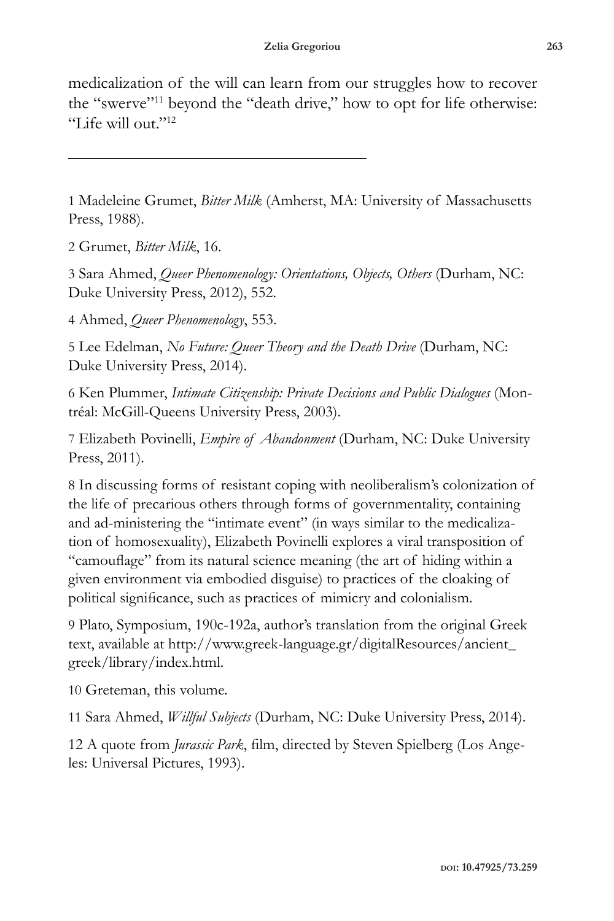medicalization of the will can learn from our struggles how to recover the "swerve"[11] beyond the "death drive," how to opt for life otherwise: "Life will out."[12]

---

1 Madeleine Grumet, *Bitter Milk* (Amherst, MA: University of Massachusetts Press, 1988).

2 Grumet, *Bitter Milk*, 16.

3 Sara Ahmed, *Queer Phenomenology: Orientations, Objects, Others* (Durham, NC: Duke University Press, 2012), 552.

4 Ahmed, *Queer Phenomenology*, 553.

5 Lee Edelman, *No Future: Queer Theory and the Death Drive* (Durham, NC: Duke University Press, 2014).

6 Ken Plummer, *Intimate Citizenship: Private Decisions and Public Dialogues* (Montréal: McGill-Queens University Press, 2003).

7 Elizabeth Povinelli, *Empire of Abandonment* (Durham, NC: Duke University Press, 2011).

8 In discussing forms of resistant coping with neoliberalism's colonization of the life of precarious others through forms of governmentality, containing and ad-ministering the "intimate event" (in ways similar to the medicalization of homosexuality), Elizabeth Povinelli explores a viral transposition of "camouflage" from its natural science meaning (the art of hiding within a given environment via embodied disguise) to practices of the cloaking of political significance, such as practices of mimicry and colonialism.

9 Plato, Symposium, 190c-192a, author's translation from the original Greek text, available at http://www.greek-language.gr/digitalResources/ancient_greek/library/index.html.

10 Greteman, this volume.

11 Sara Ahmed, *Willful Subjects* (Durham, NC: Duke University Press, 2014).

12 A quote from *Jurassic Park*, film, directed by Steven Spielberg (Los Angeles: Universal Pictures, 1993).